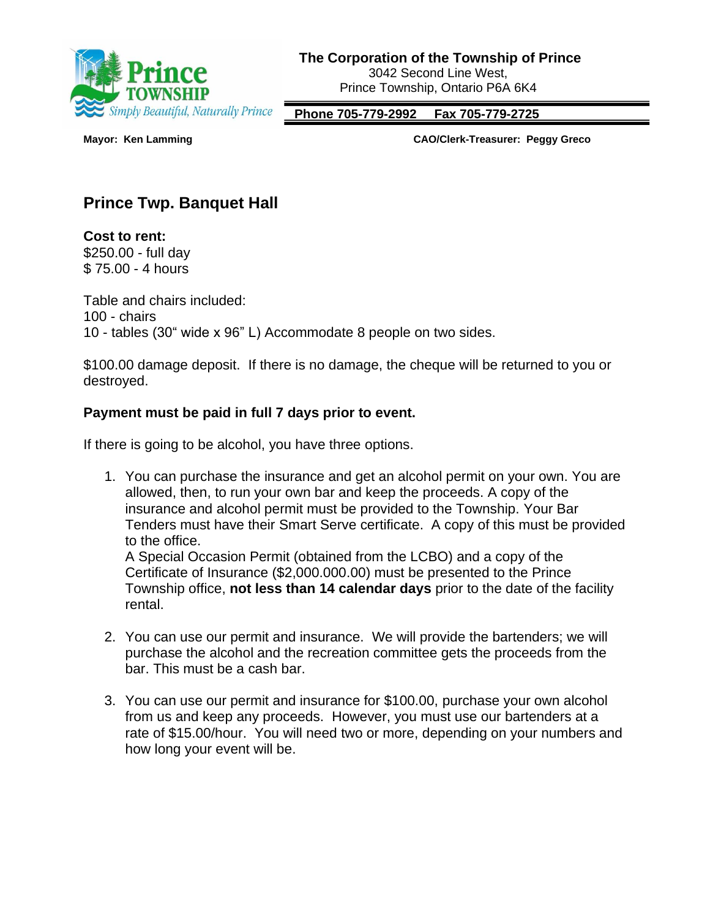**The Corporation of the Township of Prince**
3042 Second Line West,
Prince Township, Ontario P6A 6K4

**Phone 705-779-2992  Fax 705-779-2725**

**Mayor: Ken Lamming**  **CAO/Clerk-Treasurer: Peggy Greco**

## Prince Twp. Banquet Hall

**Cost to rent:**
$250.00 - full day
$ 75.00 - 4 hours

Table and chairs included:
100 - chairs
10 - tables (30“ wide x 96” L) Accommodate 8 people on two sides.

$100.00 damage deposit. If there is no damage, the cheque will be returned to you or destroyed.

**Payment must be paid in full 7 days prior to event.**

If there is going to be alcohol, you have three options.

1. You can purchase the insurance and get an alcohol permit on your own. You are allowed, then, to run your own bar and keep the proceeds. A copy of the insurance and alcohol permit must be provided to the Township. Your Bar Tenders must have their Smart Serve certificate. A copy of this must be provided to the office.
   A Special Occasion Permit (obtained from the LCBO) and a copy of the Certificate of Insurance ($2,000.000.00) must be presented to the Prince Township office, **not less than 14 calendar days** prior to the date of the facility rental.

2. You can use our permit and insurance. We will provide the bartenders; we will purchase the alcohol and the recreation committee gets the proceeds from the bar. This must be a cash bar.

3. You can use our permit and insurance for $100.00, purchase your own alcohol from us and keep any proceeds. However, you must use our bartenders at a rate of $15.00/hour. You will need two or more, depending on your numbers and how long your event will be.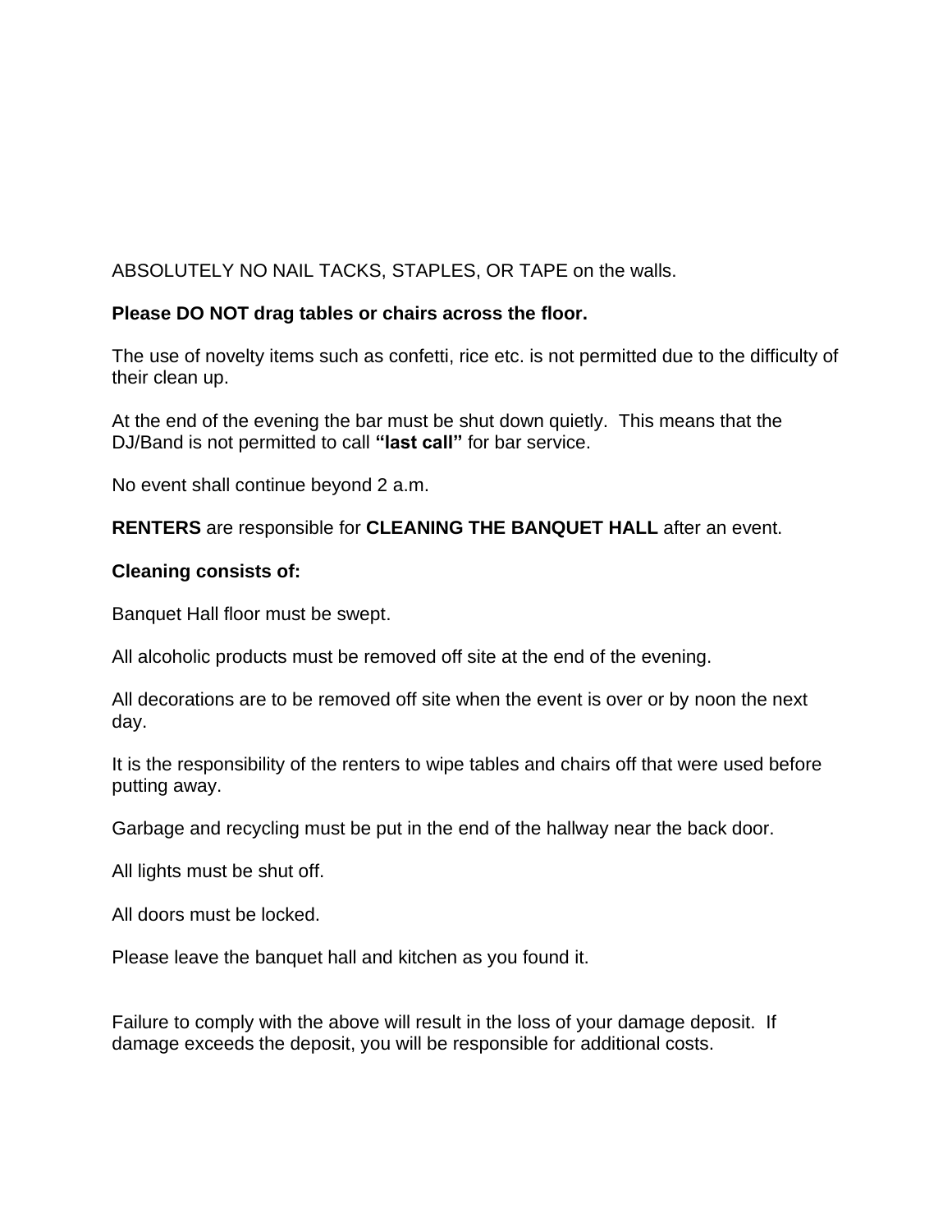ABSOLUTELY NO NAIL TACKS, STAPLES, OR TAPE on the walls.

**Please DO NOT drag tables or chairs across the floor.**

The use of novelty items such as confetti, rice etc. is not permitted due to the difficulty of their clean up.

At the end of the evening the bar must be shut down quietly. This means that the DJ/Band is not permitted to call **"last call"** for bar service.

No event shall continue beyond 2 a.m.

**RENTERS** are responsible for **CLEANING THE BANQUET HALL** after an event.

**Cleaning consists of:**

Banquet Hall floor must be swept.

All alcoholic products must be removed off site at the end of the evening.

All decorations are to be removed off site when the event is over or by noon the next day.

It is the responsibility of the renters to wipe tables and chairs off that were used before putting away.

Garbage and recycling must be put in the end of the hallway near the back door.

All lights must be shut off.

All doors must be locked.

Please leave the banquet hall and kitchen as you found it.

Failure to comply with the above will result in the loss of your damage deposit. If damage exceeds the deposit, you will be responsible for additional costs.